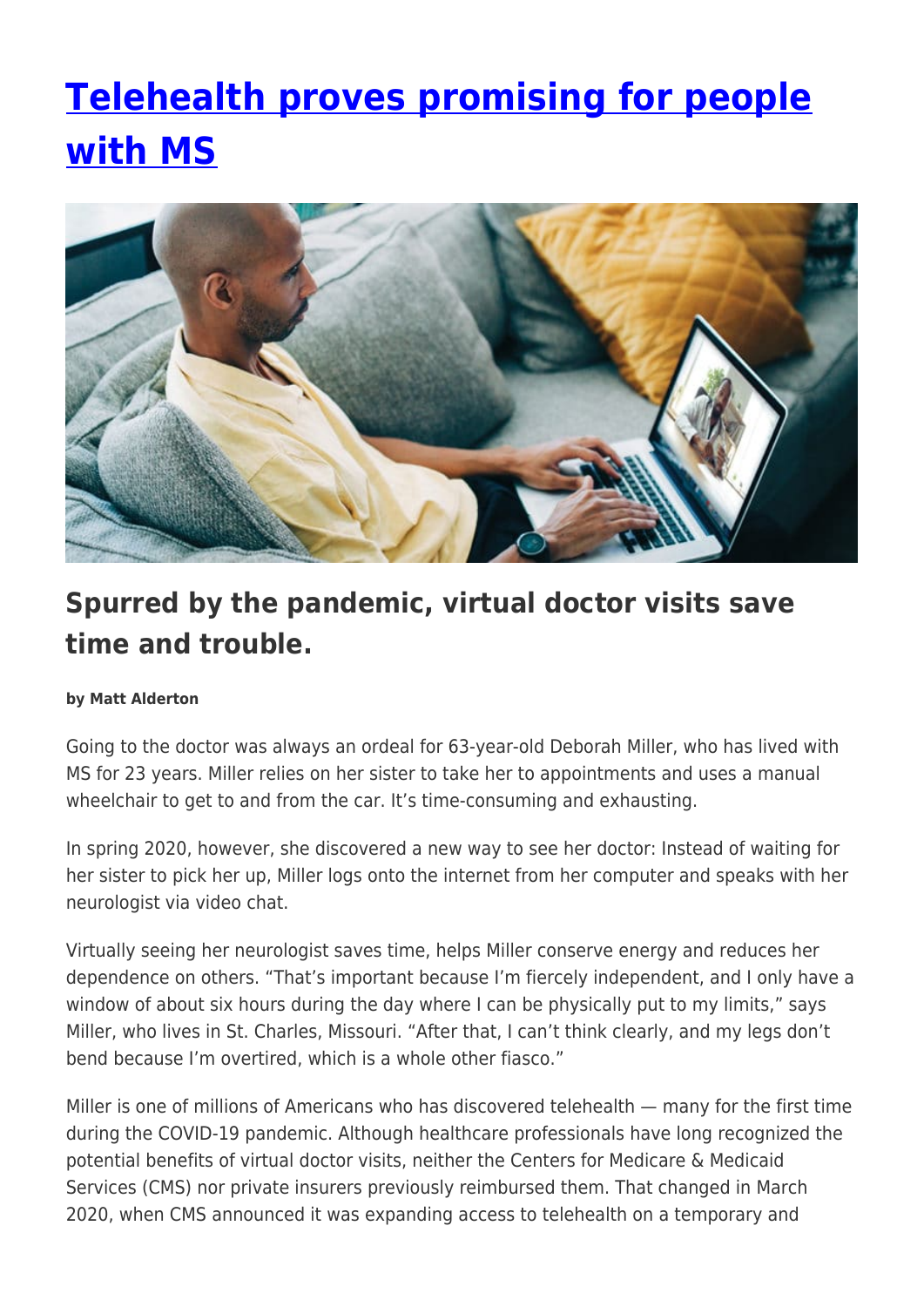# [Telehealth proves promising for people with MS]()

## Spurred by the pandemic, virtual doctor visits save time and trouble.

**by Matt Alderton**

Going to the doctor was always an ordeal for 63-year-old Deborah Miller, who has lived with MS for 23 years. Miller relies on her sister to take her to appointments and uses a manual wheelchair to get to and from the car. It's time-consuming and exhausting.

In spring 2020, however, she discovered a new way to see her doctor: Instead of waiting for her sister to pick her up, Miller logs onto the internet from her computer and speaks with her neurologist via video chat.

Virtually seeing her neurologist saves time, helps Miller conserve energy and reduces her dependence on others. "That's important because I'm fiercely independent, and I only have a window of about six hours during the day where I can be physically put to my limits," says Miller, who lives in St. Charles, Missouri. "After that, I can't think clearly, and my legs don't bend because I'm overtired, which is a whole other fiasco."

Miller is one of millions of Americans who has discovered telehealth — many for the first time during the COVID-19 pandemic. Although healthcare professionals have long recognized the potential benefits of virtual doctor visits, neither the Centers for Medicare & Medicaid Services (CMS) nor private insurers previously reimbursed them. That changed in March 2020, when CMS announced it was expanding access to telehealth on a temporary and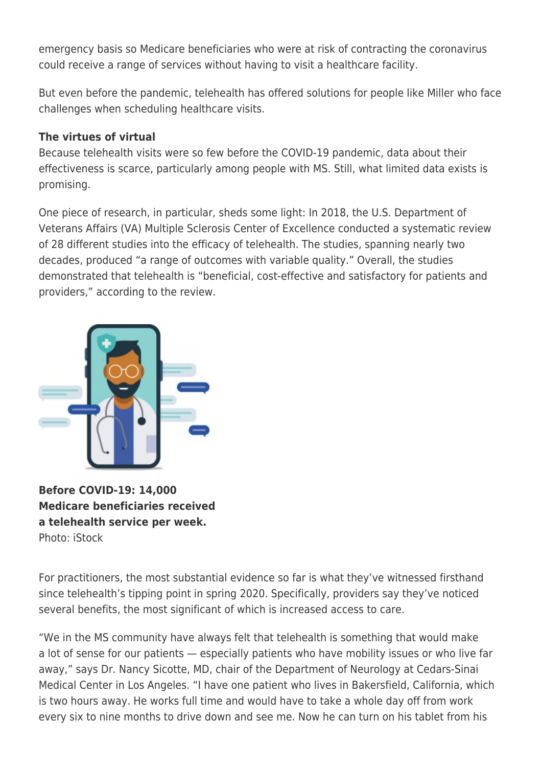emergency basis so Medicare beneficiaries who were at risk of contracting the coronavirus could receive a range of services without having to visit a healthcare facility.

But even before the pandemic, telehealth has offered solutions for people like Miller who face challenges when scheduling healthcare visits.

**The virtues of virtual**
Because telehealth visits were so few before the COVID-19 pandemic, data about their effectiveness is scarce, particularly among people with MS. Still, what limited data exists is promising.

One piece of research, in particular, sheds some light: In 2018, the U.S. Department of Veterans Affairs (VA) Multiple Sclerosis Center of Excellence conducted a systematic review of 28 different studies into the efficacy of telehealth. The studies, spanning nearly two decades, produced "a range of outcomes with variable quality." Overall, the studies demonstrated that telehealth is "beneficial, cost-effective and satisfactory for patients and providers," according to the review.

**Before COVID-19: 14,000 Medicare beneficiaries received a telehealth service per week.**
Photo: iStock

For practitioners, the most substantial evidence so far is what they've witnessed firsthand since telehealth's tipping point in spring 2020. Specifically, providers say they've noticed several benefits, the most significant of which is increased access to care.

"We in the MS community have always felt that telehealth is something that would make a lot of sense for our patients — especially patients who have mobility issues or who live far away," says Dr. Nancy Sicotte, MD, chair of the Department of Neurology at Cedars-Sinai Medical Center in Los Angeles. "I have one patient who lives in Bakersfield, California, which is two hours away. He works full time and would have to take a whole day off from work every six to nine months to drive down and see me. Now he can turn on his tablet from his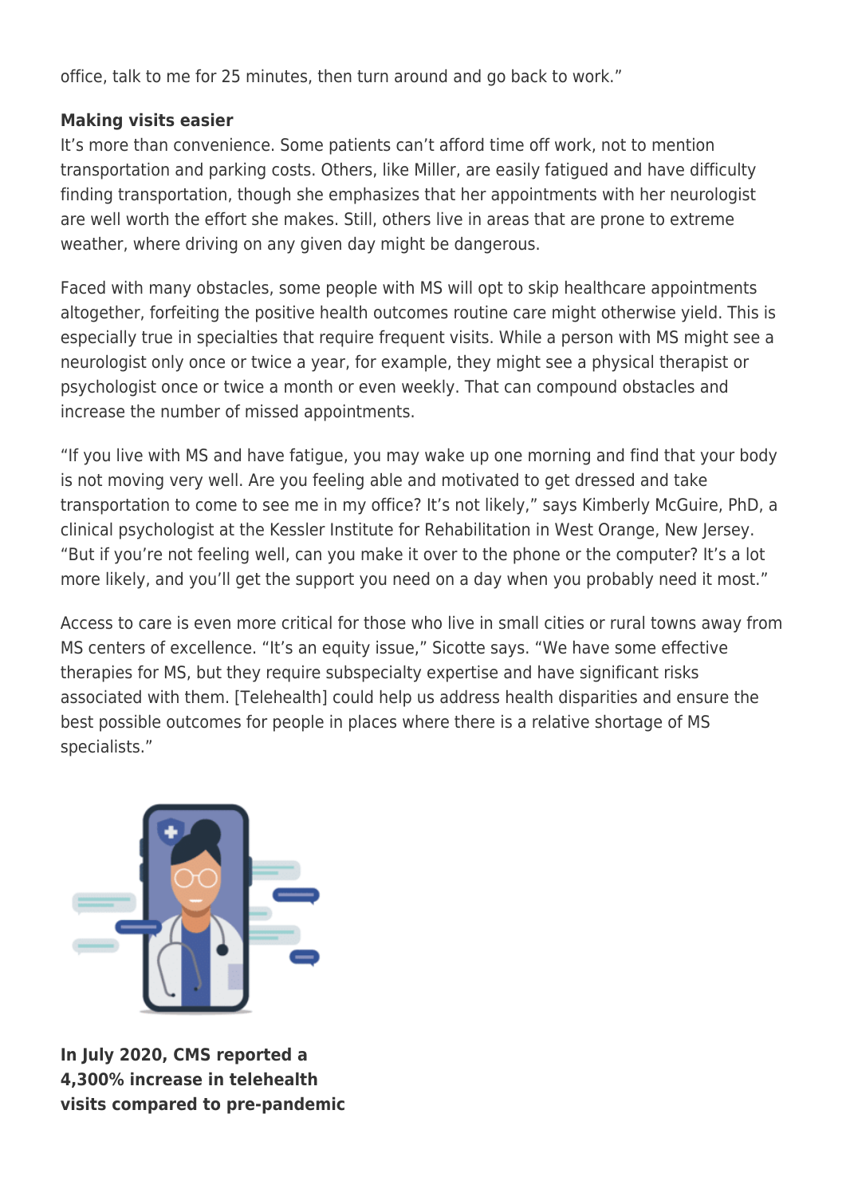office, talk to me for 25 minutes, then turn around and go back to work."

**Making visits easier**

It's more than convenience. Some patients can't afford time off work, not to mention transportation and parking costs. Others, like Miller, are easily fatigued and have difficulty finding transportation, though she emphasizes that her appointments with her neurologist are well worth the effort she makes. Still, others live in areas that are prone to extreme weather, where driving on any given day might be dangerous.

Faced with many obstacles, some people with MS will opt to skip healthcare appointments altogether, forfeiting the positive health outcomes routine care might otherwise yield. This is especially true in specialties that require frequent visits. While a person with MS might see a neurologist only once or twice a year, for example, they might see a physical therapist or psychologist once or twice a month or even weekly. That can compound obstacles and increase the number of missed appointments.

"If you live with MS and have fatigue, you may wake up one morning and find that your body is not moving very well. Are you feeling able and motivated to get dressed and take transportation to come to see me in my office? It's not likely," says Kimberly McGuire, PhD, a clinical psychologist at the Kessler Institute for Rehabilitation in West Orange, New Jersey. "But if you're not feeling well, can you make it over to the phone or the computer? It's a lot more likely, and you'll get the support you need on a day when you probably need it most."

Access to care is even more critical for those who live in small cities or rural towns away from MS centers of excellence. "It's an equity issue," Sicotte says. "We have some effective therapies for MS, but they require subspecialty expertise and have significant risks associated with them. [Telehealth] could help us address health disparities and ensure the best possible outcomes for people in places where there is a relative shortage of MS specialists."

**In July 2020, CMS reported a 4,300% increase in telehealth visits compared to pre-pandemic**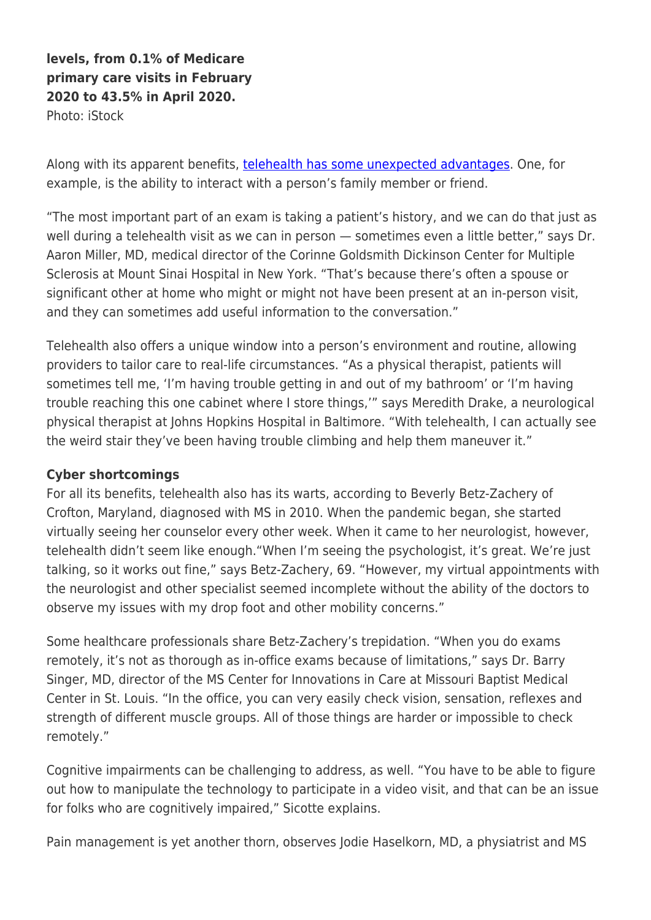**levels, from 0.1% of Medicare primary care visits in February 2020 to 43.5% in April 2020.**
Photo: iStock

Along with its apparent benefits, [telehealth has some unexpected advantages](). One, for example, is the ability to interact with a person's family member or friend.

"The most important part of an exam is taking a patient's history, and we can do that just as well during a telehealth visit as we can in person — sometimes even a little better," says Dr. Aaron Miller, MD, medical director of the Corinne Goldsmith Dickinson Center for Multiple Sclerosis at Mount Sinai Hospital in New York. "That's because there's often a spouse or significant other at home who might or might not have been present at an in-person visit, and they can sometimes add useful information to the conversation."

Telehealth also offers a unique window into a person's environment and routine, allowing providers to tailor care to real-life circumstances. "As a physical therapist, patients will sometimes tell me, 'I'm having trouble getting in and out of my bathroom' or 'I'm having trouble reaching this one cabinet where I store things,'" says Meredith Drake, a neurological physical therapist at Johns Hopkins Hospital in Baltimore. "With telehealth, I can actually see the weird stair they've been having trouble climbing and help them maneuver it."

**Cyber shortcomings**

For all its benefits, telehealth also has its warts, according to Beverly Betz-Zachery of Crofton, Maryland, diagnosed with MS in 2010. When the pandemic began, she started virtually seeing her counselor every other week. When it came to her neurologist, however, telehealth didn't seem like enough."When I'm seeing the psychologist, it's great. We're just talking, so it works out fine," says Betz-Zachery, 69. "However, my virtual appointments with the neurologist and other specialist seemed incomplete without the ability of the doctors to observe my issues with my drop foot and other mobility concerns."

Some healthcare professionals share Betz-Zachery's trepidation. "When you do exams remotely, it's not as thorough as in-office exams because of limitations," says Dr. Barry Singer, MD, director of the MS Center for Innovations in Care at Missouri Baptist Medical Center in St. Louis. "In the office, you can very easily check vision, sensation, reflexes and strength of different muscle groups. All of those things are harder or impossible to check remotely."

Cognitive impairments can be challenging to address, as well. "You have to be able to figure out how to manipulate the technology to participate in a video visit, and that can be an issue for folks who are cognitively impaired," Sicotte explains.

Pain management is yet another thorn, observes Jodie Haselkorn, MD, a physiatrist and MS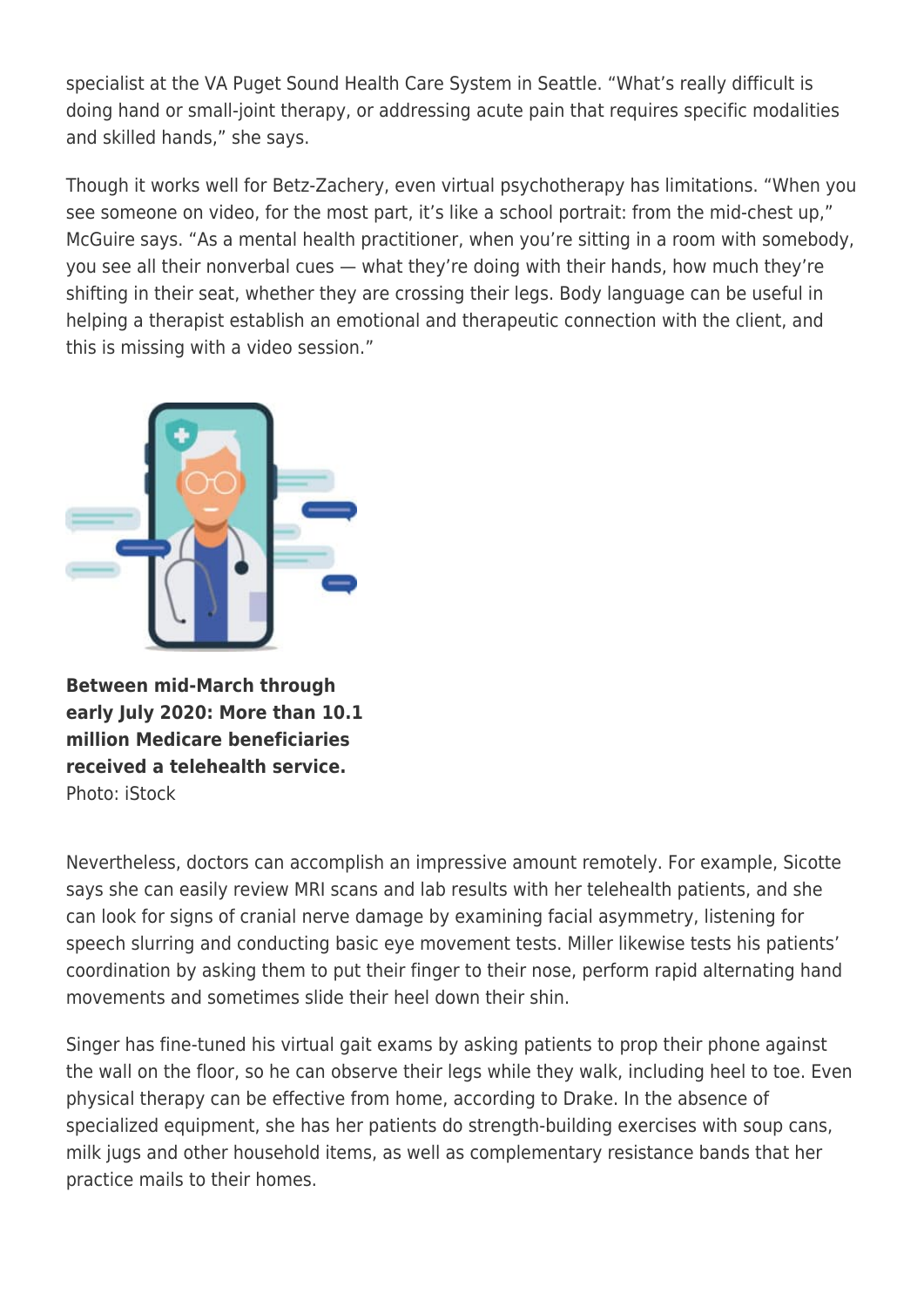specialist at the VA Puget Sound Health Care System in Seattle. "What's really difficult is doing hand or small-joint therapy, or addressing acute pain that requires specific modalities and skilled hands," she says.

Though it works well for Betz-Zachery, even virtual psychotherapy has limitations. "When you see someone on video, for the most part, it's like a school portrait: from the mid-chest up," McGuire says. "As a mental health practitioner, when you're sitting in a room with somebody, you see all their nonverbal cues — what they're doing with their hands, how much they're shifting in their seat, whether they are crossing their legs. Body language can be useful in helping a therapist establish an emotional and therapeutic connection with the client, and this is missing with a video session."

**Between mid-March through early July 2020: More than 10.1 million Medicare beneficiaries received a telehealth service.**
Photo: iStock

Nevertheless, doctors can accomplish an impressive amount remotely. For example, Sicotte says she can easily review MRI scans and lab results with her telehealth patients, and she can look for signs of cranial nerve damage by examining facial asymmetry, listening for speech slurring and conducting basic eye movement tests. Miller likewise tests his patients' coordination by asking them to put their finger to their nose, perform rapid alternating hand movements and sometimes slide their heel down their shin.

Singer has fine-tuned his virtual gait exams by asking patients to prop their phone against the wall on the floor, so he can observe their legs while they walk, including heel to toe. Even physical therapy can be effective from home, according to Drake. In the absence of specialized equipment, she has her patients do strength-building exercises with soup cans, milk jugs and other household items, as well as complementary resistance bands that her practice mails to their homes.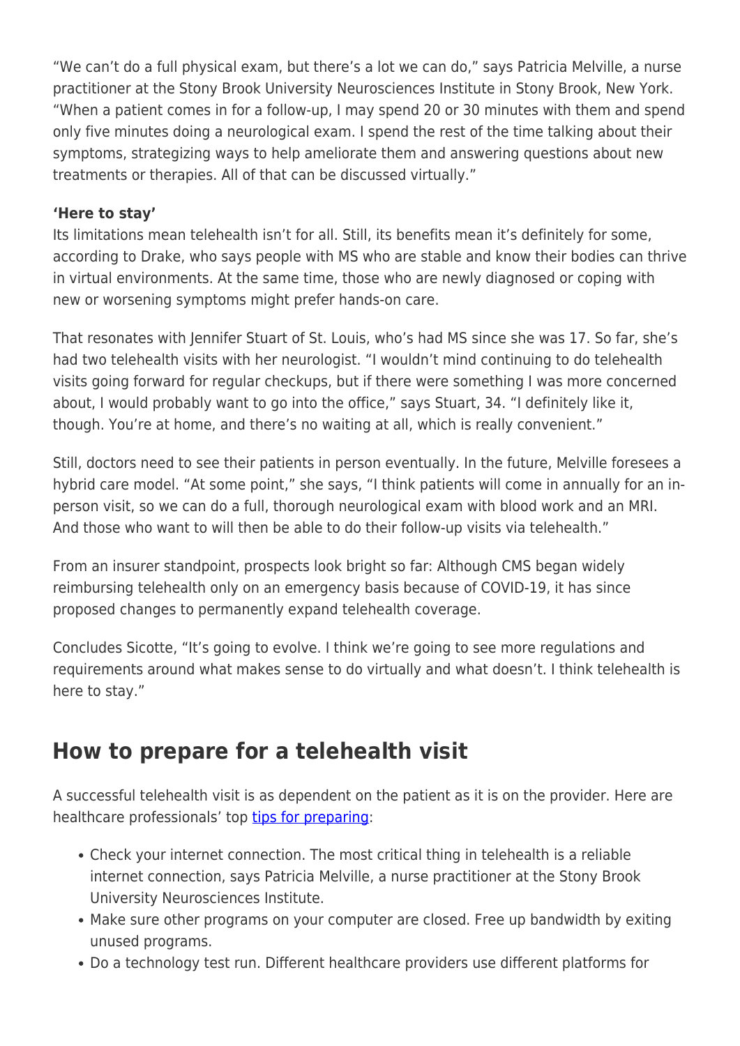"We can't do a full physical exam, but there's a lot we can do," says Patricia Melville, a nurse practitioner at the Stony Brook University Neurosciences Institute in Stony Brook, New York. "When a patient comes in for a follow-up, I may spend 20 or 30 minutes with them and spend only five minutes doing a neurological exam. I spend the rest of the time talking about their symptoms, strategizing ways to help ameliorate them and answering questions about new treatments or therapies. All of that can be discussed virtually."

**'Here to stay'**
Its limitations mean telehealth isn't for all. Still, its benefits mean it's definitely for some, according to Drake, who says people with MS who are stable and know their bodies can thrive in virtual environments. At the same time, those who are newly diagnosed or coping with new or worsening symptoms might prefer hands-on care.

That resonates with Jennifer Stuart of St. Louis, who's had MS since she was 17. So far, she's had two telehealth visits with her neurologist. "I wouldn't mind continuing to do telehealth visits going forward for regular checkups, but if there were something I was more concerned about, I would probably want to go into the office," says Stuart, 34. "I definitely like it, though. You're at home, and there's no waiting at all, which is really convenient."

Still, doctors need to see their patients in person eventually. In the future, Melville foresees a hybrid care model. "At some point," she says, "I think patients will come in annually for an in-person visit, so we can do a full, thorough neurological exam with blood work and an MRI. And those who want to will then be able to do their follow-up visits via telehealth."

From an insurer standpoint, prospects look bright so far: Although CMS began widely reimbursing telehealth only on an emergency basis because of COVID-19, it has since proposed changes to permanently expand telehealth coverage.

Concludes Sicotte, "It's going to evolve. I think we're going to see more regulations and requirements around what makes sense to do virtually and what doesn't. I think telehealth is here to stay."

## How to prepare for a telehealth visit

A successful telehealth visit is as dependent on the patient as it is on the provider. Here are healthcare professionals' top tips for preparing:

- Check your internet connection. The most critical thing in telehealth is a reliable internet connection, says Patricia Melville, a nurse practitioner at the Stony Brook University Neurosciences Institute.
- Make sure other programs on your computer are closed. Free up bandwidth by exiting unused programs.
- Do a technology test run. Different healthcare providers use different platforms for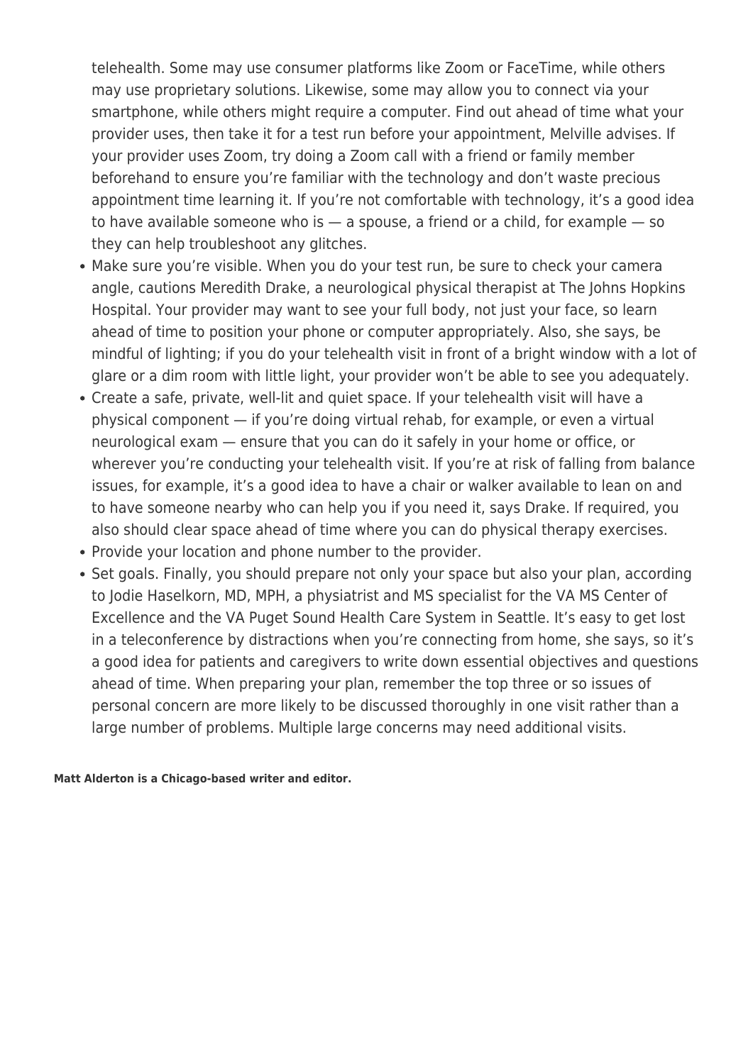telehealth. Some may use consumer platforms like Zoom or FaceTime, while others may use proprietary solutions. Likewise, some may allow you to connect via your smartphone, while others might require a computer. Find out ahead of time what your provider uses, then take it for a test run before your appointment, Melville advises. If your provider uses Zoom, try doing a Zoom call with a friend or family member beforehand to ensure you're familiar with the technology and don't waste precious appointment time learning it. If you're not comfortable with technology, it's a good idea to have available someone who is — a spouse, a friend or a child, for example — so they can help troubleshoot any glitches.

- Make sure you're visible. When you do your test run, be sure to check your camera angle, cautions Meredith Drake, a neurological physical therapist at The Johns Hopkins Hospital. Your provider may want to see your full body, not just your face, so learn ahead of time to position your phone or computer appropriately. Also, she says, be mindful of lighting; if you do your telehealth visit in front of a bright window with a lot of glare or a dim room with little light, your provider won't be able to see you adequately.
- Create a safe, private, well-lit and quiet space. If your telehealth visit will have a physical component — if you're doing virtual rehab, for example, or even a virtual neurological exam — ensure that you can do it safely in your home or office, or wherever you're conducting your telehealth visit. If you're at risk of falling from balance issues, for example, it's a good idea to have a chair or walker available to lean on and to have someone nearby who can help you if you need it, says Drake. If required, you also should clear space ahead of time where you can do physical therapy exercises.
- Provide your location and phone number to the provider.
- Set goals. Finally, you should prepare not only your space but also your plan, according to Jodie Haselkorn, MD, MPH, a physiatrist and MS specialist for the VA MS Center of Excellence and the VA Puget Sound Health Care System in Seattle. It's easy to get lost in a teleconference by distractions when you're connecting from home, she says, so it's a good idea for patients and caregivers to write down essential objectives and questions ahead of time. When preparing your plan, remember the top three or so issues of personal concern are more likely to be discussed thoroughly in one visit rather than a large number of problems. Multiple large concerns may need additional visits.

**Matt Alderton is a Chicago-based writer and editor.**